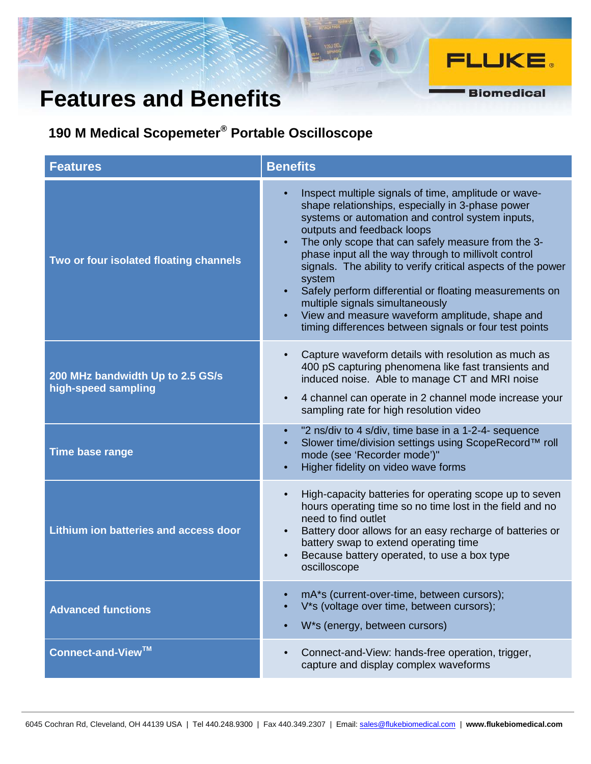# Features and Benefits

FLUKE Biomedical

## 190 M Medical Scopemeter® Portable Oscilloscope

| Features | Benefits |
|---|---|
| **Two or four isolated floating channels** | • Inspect multiple signals of time, amplitude or wave-shape relationships, especially in 3-phase power systems or automation and control system inputs, outputs and feedback loops<br>• The only scope that can safely measure from the 3-phase input all the way through to millivolt control signals. The ability to verify critical aspects of the power system<br>• Safely perform differential or floating measurements on multiple signals simultaneously<br>• View and measure waveform amplitude, shape and timing differences between signals or four test points |
| **200 MHz bandwidth Up to 2.5 GS/s high-speed sampling** | • Capture waveform details with resolution as much as 400 pS capturing phenomena like fast transients and induced noise. Able to manage CT and MRI noise<br>• 4 channel can operate in 2 channel mode increase your sampling rate for high resolution video |
| **Time base range** | • "2 ns/div to 4 s/div, time base in a 1-2-4- sequence<br>• Slower time/division settings using ScopeRecord™ roll mode (see 'Recorder mode')"<br>• Higher fidelity on video wave forms |
| **Lithium ion batteries and access door** | • High-capacity batteries for operating scope up to seven hours operating time so no time lost in the field and no need to find outlet<br>• Battery door allows for an easy recharge of batteries or battery swap to extend operating time<br>• Because battery operated, to use a box type oscilloscope |
| **Advanced functions** | • mA*s (current-over-time, between cursors);<br>• V*s (voltage over time, between cursors);<br>• W*s (energy, between cursors) |
| **Connect-and-View™** | • Connect-and-View: hands-free operation, trigger, capture and display complex waveforms |

6045 Cochran Rd, Cleveland, OH 44139 USA | Tel 440.248.9300 | Fax 440.349.2307 | Email: sales@flukebiomedical.com | **www.flukebiomedical.com**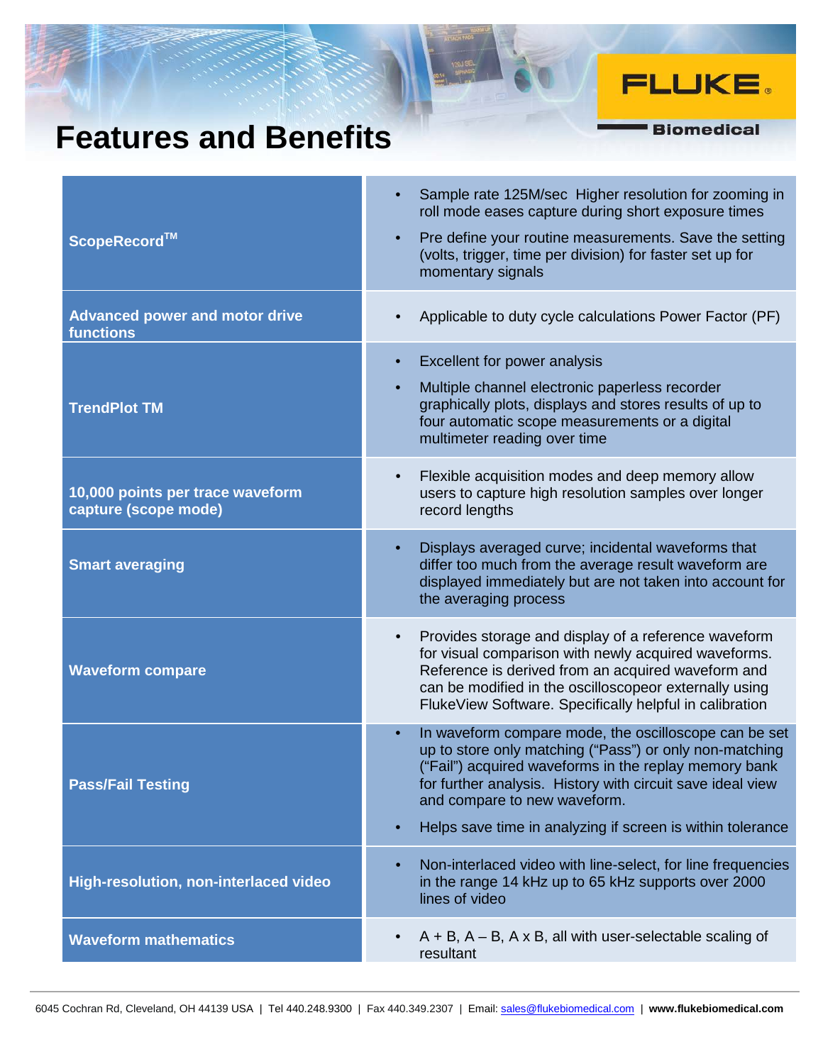# Features and Benefits

| Feature | Benefits |
|---|---|
| **ScopeRecord™** | • Sample rate 125M/sec Higher resolution for zooming in roll mode eases capture during short exposure times<br>• Pre define your routine measurements. Save the setting (volts, trigger, time per division) for faster set up for momentary signals |
| **Advanced power and motor drive functions** | • Applicable to duty cycle calculations Power Factor (PF) |
| **TrendPlot TM** | • Excellent for power analysis<br>• Multiple channel electronic paperless recorder graphically plots, displays and stores results of up to four automatic scope measurements or a digital multimeter reading over time |
| **10,000 points per trace waveform capture (scope mode)** | • Flexible acquisition modes and deep memory allow users to capture high resolution samples over longer record lengths |
| **Smart averaging** | • Displays averaged curve; incidental waveforms that differ too much from the average result waveform are displayed immediately but are not taken into account for the averaging process |
| **Waveform compare** | • Provides storage and display of a reference waveform for visual comparison with newly acquired waveforms. Reference is derived from an acquired waveform and can be modified in the oscilloscopeor externally using FlukeView Software. Specifically helpful in calibration |
| **Pass/Fail Testing** | • In waveform compare mode, the oscilloscope can be set up to store only matching ("Pass") or only non-matching ("Fail") acquired waveforms in the replay memory bank for further analysis. History with circuit save ideal view and compare to new waveform.<br>• Helps save time in analyzing if screen is within tolerance |
| **High-resolution, non-interlaced video** | • Non-interlaced video with line-select, for line frequencies in the range 14 kHz up to 65 kHz supports over 2000 lines of video |
| **Waveform mathematics** | • A + B, A – B, A x B, all with user-selectable scaling of resultant |

6045 Cochran Rd, Cleveland, OH 44139 USA | Tel 440.248.9300 | Fax 440.349.2307 | Email: sales@flukebiomedical.com | **www.flukebiomedical.com**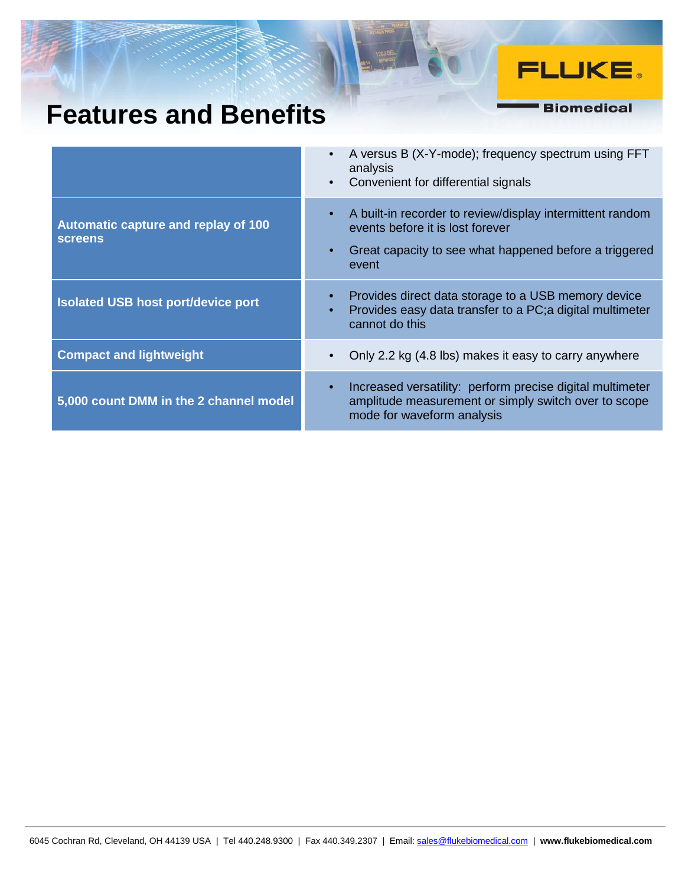# Features and Benefits

| | |
|---|---|
| | • A versus B (X-Y-mode); frequency spectrum using FFT analysis<br>• Convenient for differential signals |
| **Automatic capture and replay of 100 screens** | • A built-in recorder to review/display intermittent random events before it is lost forever<br>• Great capacity to see what happened before a triggered event |
| **Isolated USB host port/device port** | • Provides direct data storage to a USB memory device<br>• Provides easy data transfer to a PC;a digital multimeter cannot do this |
| **Compact and lightweight** | • Only 2.2 kg (4.8 lbs) makes it easy to carry anywhere |
| **5,000 count DMM in the 2 channel model** | • Increased versatility: perform precise digital multimeter amplitude measurement or simply switch over to scope mode for waveform analysis |

6045 Cochran Rd, Cleveland, OH 44139 USA | Tel 440.248.9300 | Fax 440.349.2307 | Email: sales@flukebiomedical.com | **www.flukebiomedical.com**